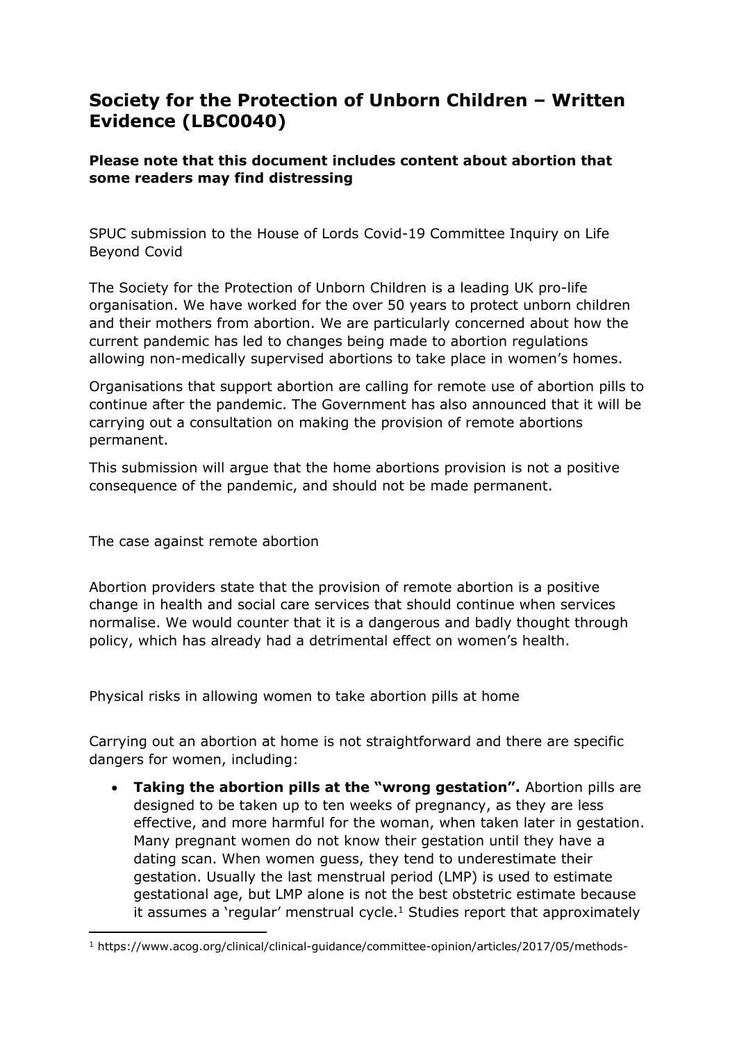# Society for the Protection of Unborn Children – Written Evidence (LBC0040)

**Please note that this document includes content about abortion that some readers may find distressing**

SPUC submission to the House of Lords Covid-19 Committee Inquiry on Life Beyond Covid

The Society for the Protection of Unborn Children is a leading UK pro-life organisation. We have worked for the over 50 years to protect unborn children and their mothers from abortion. We are particularly concerned about how the current pandemic has led to changes being made to abortion regulations allowing non-medically supervised abortions to take place in women's homes.

Organisations that support abortion are calling for remote use of abortion pills to continue after the pandemic. The Government has also announced that it will be carrying out a consultation on making the provision of remote abortions permanent.

This submission will argue that the home abortions provision is not a positive consequence of the pandemic, and should not be made permanent.

The case against remote abortion

Abortion providers state that the provision of remote abortion is a positive change in health and social care services that should continue when services normalise. We would counter that it is a dangerous and badly thought through policy, which has already had a detrimental effect on women's health.

Physical risks in allowing women to take abortion pills at home

Carrying out an abortion at home is not straightforward and there are specific dangers for women, including:

- **Taking the abortion pills at the "wrong gestation".** Abortion pills are designed to be taken up to ten weeks of pregnancy, as they are less effective, and more harmful for the woman, when taken later in gestation. Many pregnant women do not know their gestation until they have a dating scan. When women guess, they tend to underestimate their gestation. Usually the last menstrual period (LMP) is used to estimate gestational age, but LMP alone is not the best obstetric estimate because it assumes a 'regular' menstrual cycle.[1] Studies report that approximately

[1] https://www.acog.org/clinical/clinical-guidance/committee-opinion/articles/2017/05/methods-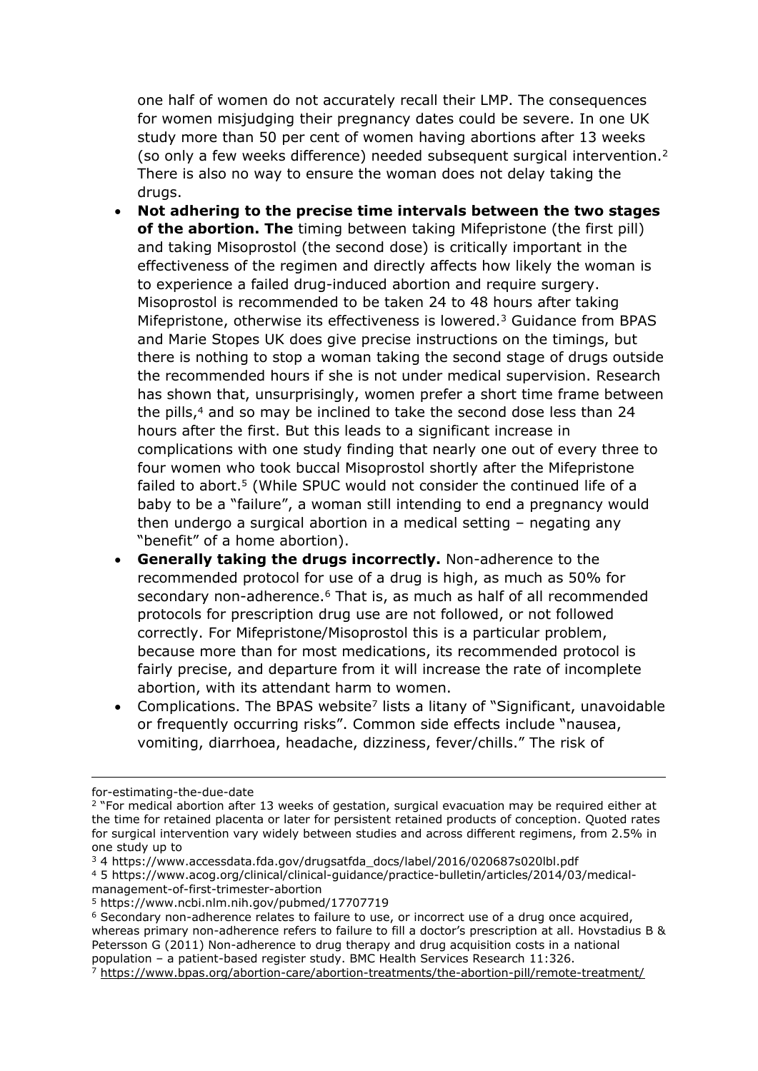one half of women do not accurately recall their LMP. The consequences for women misjudging their pregnancy dates could be severe. In one UK study more than 50 per cent of women having abortions after 13 weeks (so only a few weeks difference) needed subsequent surgical intervention.[2] There is also no way to ensure the woman does not delay taking the drugs.

- **Not adhering to the precise time intervals between the two stages of the abortion. The** timing between taking Mifepristone (the first pill) and taking Misoprostol (the second dose) is critically important in the effectiveness of the regimen and directly affects how likely the woman is to experience a failed drug-induced abortion and require surgery. Misoprostol is recommended to be taken 24 to 48 hours after taking Mifepristone, otherwise its effectiveness is lowered.[3] Guidance from BPAS and Marie Stopes UK does give precise instructions on the timings, but there is nothing to stop a woman taking the second stage of drugs outside the recommended hours if she is not under medical supervision. Research has shown that, unsurprisingly, women prefer a short time frame between the pills,[4] and so may be inclined to take the second dose less than 24 hours after the first. But this leads to a significant increase in complications with one study finding that nearly one out of every three to four women who took buccal Misoprostol shortly after the Mifepristone failed to abort.[5] (While SPUC would not consider the continued life of a baby to be a "failure", a woman still intending to end a pregnancy would then undergo a surgical abortion in a medical setting – negating any "benefit" of a home abortion).
- **Generally taking the drugs incorrectly.** Non-adherence to the recommended protocol for use of a drug is high, as much as 50% for secondary non-adherence.[6] That is, as much as half of all recommended protocols for prescription drug use are not followed, or not followed correctly. For Mifepristone/Misoprostol this is a particular problem, because more than for most medications, its recommended protocol is fairly precise, and departure from it will increase the rate of incomplete abortion, with its attendant harm to women.
- Complications. The BPAS website[7] lists a litany of "Significant, unavoidable or frequently occurring risks". Common side effects include "nausea, vomiting, diarrhoea, headache, dizziness, fever/chills." The risk of

---

for-estimating-the-due-date

[2] "For medical abortion after 13 weeks of gestation, surgical evacuation may be required either at the time for retained placenta or later for persistent retained products of conception. Quoted rates for surgical intervention vary widely between studies and across different regimens, from 2.5% in one study up to

[3] 4 https://www.accessdata.fda.gov/drugsatfda_docs/label/2016/020687s020lbl.pdf

[4] 5 https://www.acog.org/clinical/clinical-guidance/practice-bulletin/articles/2014/03/medical-management-of-first-trimester-abortion

[5] https://www.ncbi.nlm.nih.gov/pubmed/17707719

[6] Secondary non-adherence relates to failure to use, or incorrect use of a drug once acquired, whereas primary non-adherence refers to failure to fill a doctor's prescription at all. Hovstadius B & Petersson G (2011) Non-adherence to drug therapy and drug acquisition costs in a national population – a patient-based register study. BMC Health Services Research 11:326.

[7] https://www.bpas.org/abortion-care/abortion-treatments/the-abortion-pill/remote-treatment/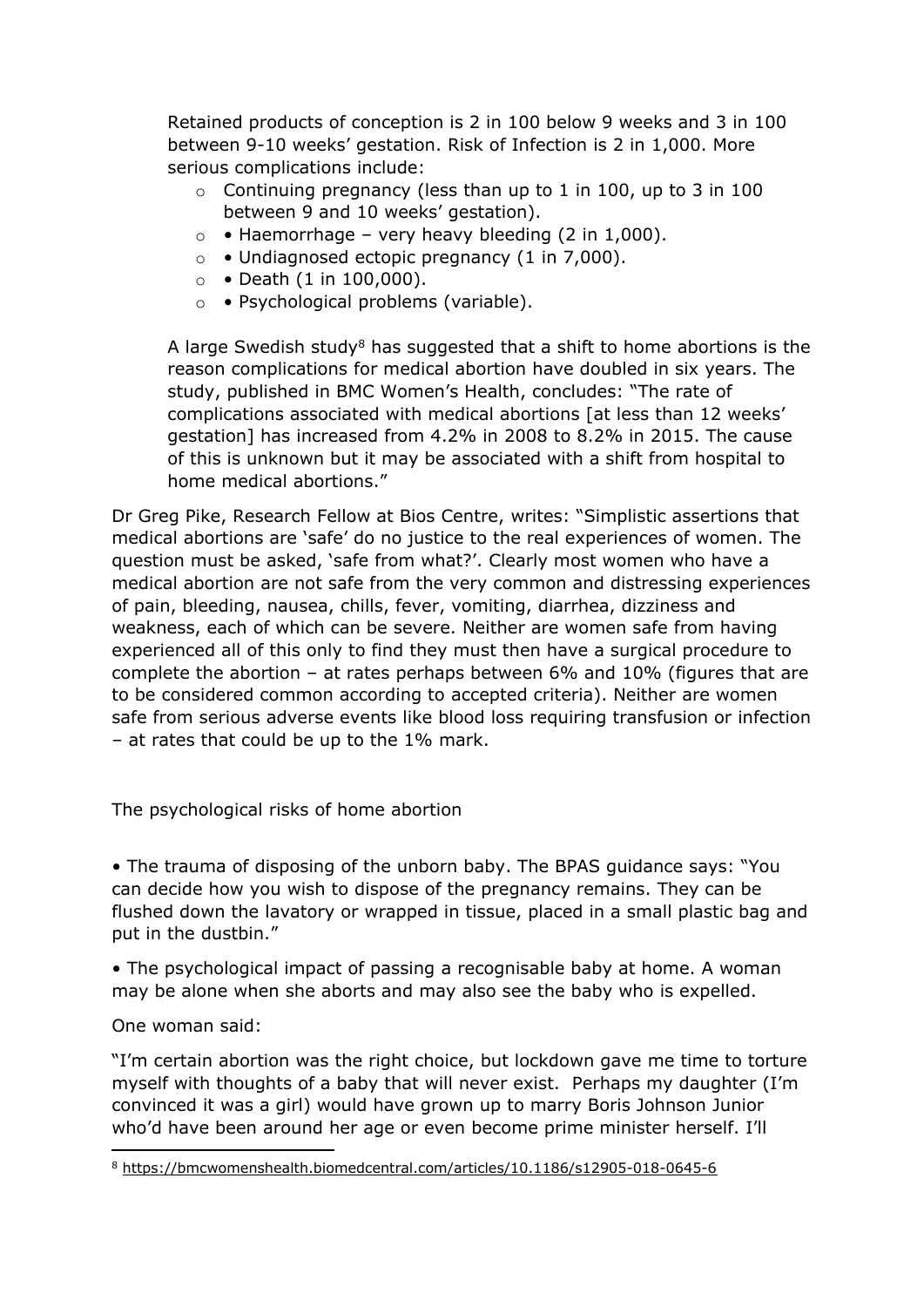Retained products of conception is 2 in 100 below 9 weeks and 3 in 100 between 9-10 weeks' gestation. Risk of Infection is 2 in 1,000. More serious complications include:

- Continuing pregnancy (less than up to 1 in 100, up to 3 in 100 between 9 and 10 weeks' gestation).
- • Haemorrhage – very heavy bleeding (2 in 1,000).
- • Undiagnosed ectopic pregnancy (1 in 7,000).
- • Death (1 in 100,000).
- • Psychological problems (variable).

A large Swedish study[8] has suggested that a shift to home abortions is the reason complications for medical abortion have doubled in six years. The study, published in BMC Women's Health, concludes: "The rate of complications associated with medical abortions [at less than 12 weeks' gestation] has increased from 4.2% in 2008 to 8.2% in 2015. The cause of this is unknown but it may be associated with a shift from hospital to home medical abortions."

Dr Greg Pike, Research Fellow at Bios Centre, writes: "Simplistic assertions that medical abortions are 'safe' do no justice to the real experiences of women. The question must be asked, 'safe from what?'. Clearly most women who have a medical abortion are not safe from the very common and distressing experiences of pain, bleeding, nausea, chills, fever, vomiting, diarrhea, dizziness and weakness, each of which can be severe. Neither are women safe from having experienced all of this only to find they must then have a surgical procedure to complete the abortion – at rates perhaps between 6% and 10% (figures that are to be considered common according to accepted criteria). Neither are women safe from serious adverse events like blood loss requiring transfusion or infection – at rates that could be up to the 1% mark.

The psychological risks of home abortion

• The trauma of disposing of the unborn baby. The BPAS guidance says: "You can decide how you wish to dispose of the pregnancy remains. They can be flushed down the lavatory or wrapped in tissue, placed in a small plastic bag and put in the dustbin."

• The psychological impact of passing a recognisable baby at home. A woman may be alone when she aborts and may also see the baby who is expelled.

One woman said:

"I'm certain abortion was the right choice, but lockdown gave me time to torture myself with thoughts of a baby that will never exist. Perhaps my daughter (I'm convinced it was a girl) would have grown up to marry Boris Johnson Junior who'd have been around her age or even become prime minister herself. I'll

[8] https://bmcwomenshealth.biomedcentral.com/articles/10.1186/s12905-018-0645-6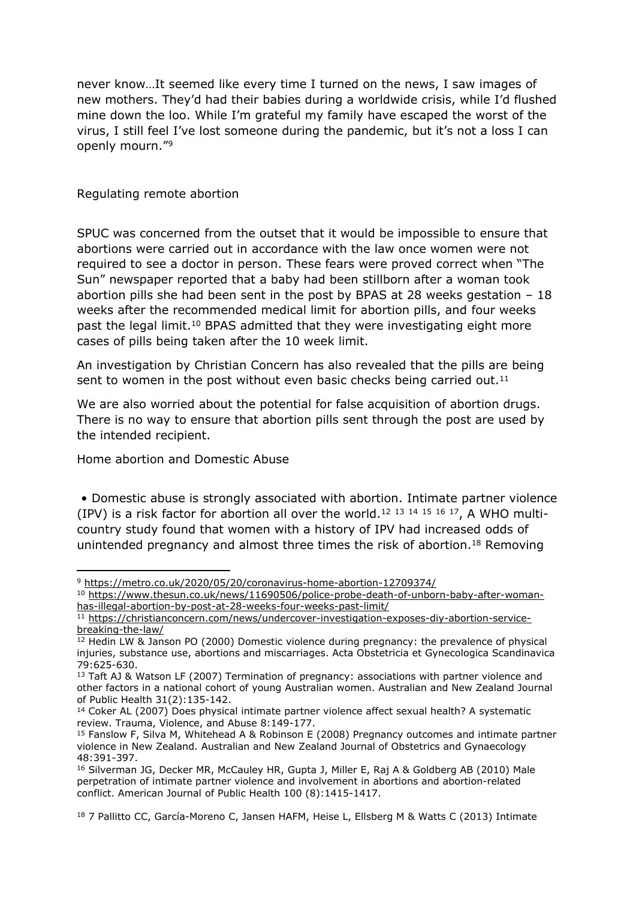never know…It seemed like every time I turned on the news, I saw images of new mothers. They'd had their babies during a worldwide crisis, while I'd flushed mine down the loo. While I'm grateful my family have escaped the worst of the virus, I still feel I've lost someone during the pandemic, but it's not a loss I can openly mourn."[9]

## Regulating remote abortion

SPUC was concerned from the outset that it would be impossible to ensure that abortions were carried out in accordance with the law once women were not required to see a doctor in person. These fears were proved correct when "The Sun" newspaper reported that a baby had been stillborn after a woman took abortion pills she had been sent in the post by BPAS at 28 weeks gestation – 18 weeks after the recommended medical limit for abortion pills, and four weeks past the legal limit.[10] BPAS admitted that they were investigating eight more cases of pills being taken after the 10 week limit.

An investigation by Christian Concern has also revealed that the pills are being sent to women in the post without even basic checks being carried out.[11]

We are also worried about the potential for false acquisition of abortion drugs. There is no way to ensure that abortion pills sent through the post are used by the intended recipient.

## Home abortion and Domestic Abuse

- Domestic abuse is strongly associated with abortion. Intimate partner violence (IPV) is a risk factor for abortion all over the world.[12] [13] [14] [15] [16] [17], A WHO multi-country study found that women with a history of IPV had increased odds of unintended pregnancy and almost three times the risk of abortion.[18] Removing

---

[9] https://metro.co.uk/2020/05/20/coronavirus-home-abortion-12709374/

[10] https://www.thesun.co.uk/news/11690506/police-probe-death-of-unborn-baby-after-woman-has-illegal-abortion-by-post-at-28-weeks-four-weeks-past-limit/

[11] https://christianconcern.com/news/undercover-investigation-exposes-diy-abortion-service-breaking-the-law/

[12] Hedin LW & Janson PO (2000) Domestic violence during pregnancy: the prevalence of physical injuries, substance use, abortions and miscarriages. Acta Obstetricia et Gynecologica Scandinavica 79:625-630.

[13] Taft AJ & Watson LF (2007) Termination of pregnancy: associations with partner violence and other factors in a national cohort of young Australian women. Australian and New Zealand Journal of Public Health 31(2):135-142.

[14] Coker AL (2007) Does physical intimate partner violence affect sexual health? A systematic review. Trauma, Violence, and Abuse 8:149-177.

[15] Fanslow F, Silva M, Whitehead A & Robinson E (2008) Pregnancy outcomes and intimate partner violence in New Zealand. Australian and New Zealand Journal of Obstetrics and Gynaecology 48:391-397.

[16] Silverman JG, Decker MR, McCauley HR, Gupta J, Miller E, Raj A & Goldberg AB (2010) Male perpetration of intimate partner violence and involvement in abortions and abortion-related conflict. American Journal of Public Health 100 (8):1415-1417.

[18] 7 Pallitto CC, García-Moreno C, Jansen HAFM, Heise L, Ellsberg M & Watts C (2013) Intimate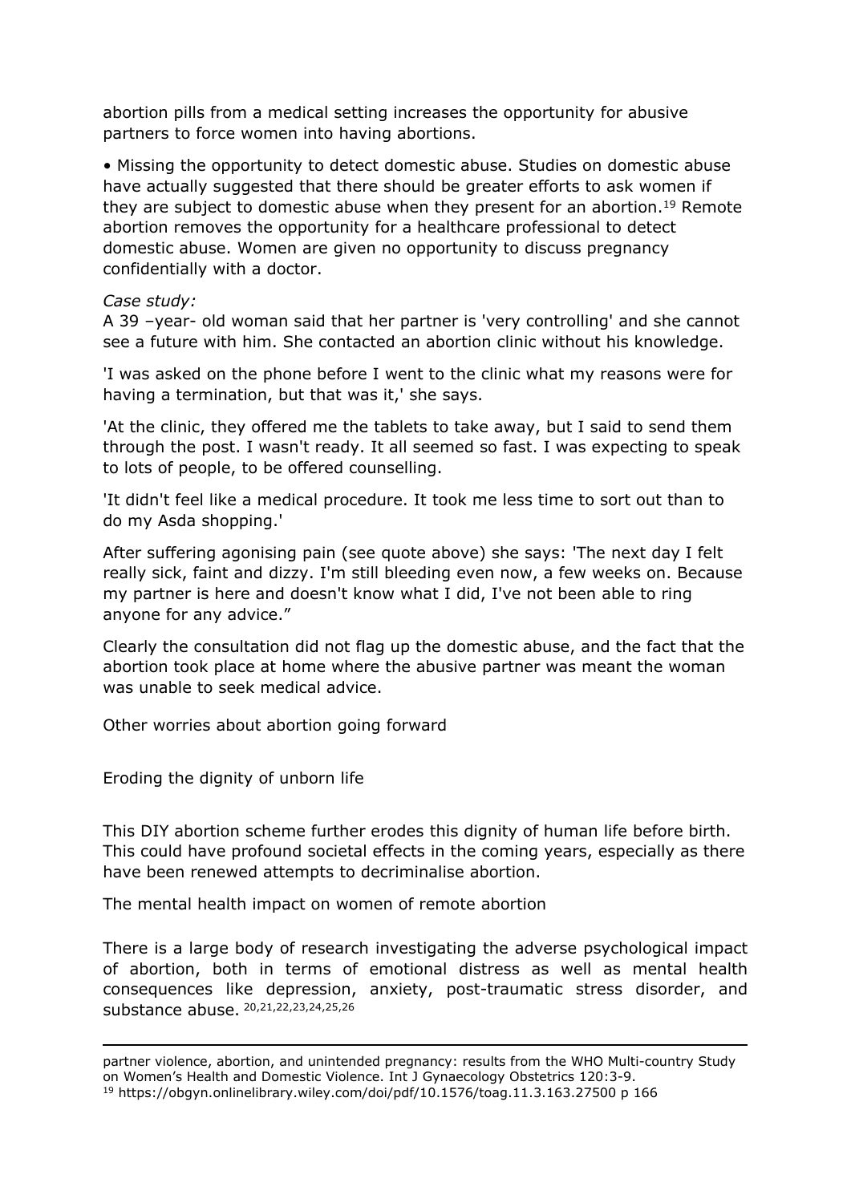abortion pills from a medical setting increases the opportunity for abusive partners to force women into having abortions.

- Missing the opportunity to detect domestic abuse. Studies on domestic abuse have actually suggested that there should be greater efforts to ask women if they are subject to domestic abuse when they present for an abortion.[19] Remote abortion removes the opportunity for a healthcare professional to detect domestic abuse. Women are given no opportunity to discuss pregnancy confidentially with a doctor.

*Case study:*
A 39 –year- old woman said that her partner is 'very controlling' and she cannot see a future with him. She contacted an abortion clinic without his knowledge.

'I was asked on the phone before I went to the clinic what my reasons were for having a termination, but that was it,' she says.

'At the clinic, they offered me the tablets to take away, but I said to send them through the post. I wasn't ready. It all seemed so fast. I was expecting to speak to lots of people, to be offered counselling.

'It didn't feel like a medical procedure. It took me less time to sort out than to do my Asda shopping.'

After suffering agonising pain (see quote above) she says: 'The next day I felt really sick, faint and dizzy. I'm still bleeding even now, a few weeks on. Because my partner is here and doesn't know what I did, I've not been able to ring anyone for any advice."

Clearly the consultation did not flag up the domestic abuse, and the fact that the abortion took place at home where the abusive partner was meant the woman was unable to seek medical advice.

Other worries about abortion going forward

Eroding the dignity of unborn life

This DIY abortion scheme further erodes this dignity of human life before birth. This could have profound societal effects in the coming years, especially as there have been renewed attempts to decriminalise abortion.

The mental health impact on women of remote abortion

There is a large body of research investigating the adverse psychological impact of abortion, both in terms of emotional distress as well as mental health consequences like depression, anxiety, post-traumatic stress disorder, and substance abuse. [20,21,22,23,24,25,26]

---

partner violence, abortion, and unintended pregnancy: results from the WHO Multi-country Study on Women's Health and Domestic Violence. Int J Gynaecology Obstetrics 120:3-9.

[19] https://obgyn.onlinelibrary.wiley.com/doi/pdf/10.1576/toag.11.3.163.27500 p 166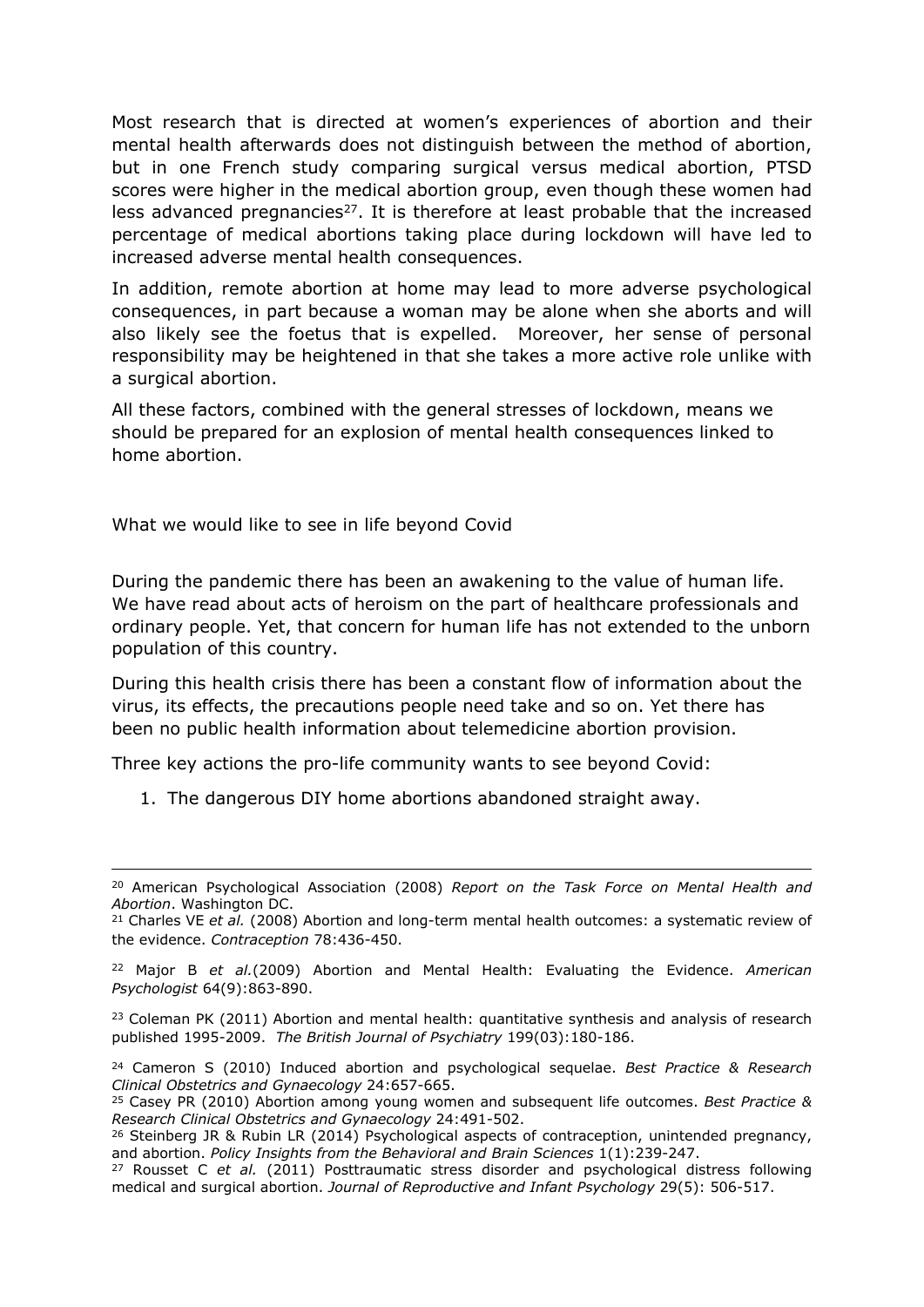Most research that is directed at women's experiences of abortion and their mental health afterwards does not distinguish between the method of abortion, but in one French study comparing surgical versus medical abortion, PTSD scores were higher in the medical abortion group, even though these women had less advanced pregnancies[27]. It is therefore at least probable that the increased percentage of medical abortions taking place during lockdown will have led to increased adverse mental health consequences.

In addition, remote abortion at home may lead to more adverse psychological consequences, in part because a woman may be alone when she aborts and will also likely see the foetus that is expelled. Moreover, her sense of personal responsibility may be heightened in that she takes a more active role unlike with a surgical abortion.

All these factors, combined with the general stresses of lockdown, means we should be prepared for an explosion of mental health consequences linked to home abortion.

What we would like to see in life beyond Covid

During the pandemic there has been an awakening to the value of human life. We have read about acts of heroism on the part of healthcare professionals and ordinary people. Yet, that concern for human life has not extended to the unborn population of this country.

During this health crisis there has been a constant flow of information about the virus, its effects, the precautions people need take and so on. Yet there has been no public health information about telemedicine abortion provision.

Three key actions the pro-life community wants to see beyond Covid:

1. The dangerous DIY home abortions abandoned straight away.

---

[20] American Psychological Association (2008) *Report on the Task Force on Mental Health and Abortion*. Washington DC.

[21] Charles VE *et al.* (2008) Abortion and long-term mental health outcomes: a systematic review of the evidence. *Contraception* 78:436-450.

[22] Major B *et al.*(2009) Abortion and Mental Health: Evaluating the Evidence. *American Psychologist* 64(9):863-890.

[23] Coleman PK (2011) Abortion and mental health: quantitative synthesis and analysis of research published 1995-2009. *The British Journal of Psychiatry* 199(03):180-186.

[24] Cameron S (2010) Induced abortion and psychological sequelae. *Best Practice & Research Clinical Obstetrics and Gynaecology* 24:657-665.

[25] Casey PR (2010) Abortion among young women and subsequent life outcomes. *Best Practice & Research Clinical Obstetrics and Gynaecology* 24:491-502.

[26] Steinberg JR & Rubin LR (2014) Psychological aspects of contraception, unintended pregnancy, and abortion. *Policy Insights from the Behavioral and Brain Sciences* 1(1):239-247.

[27] Rousset C *et al.* (2011) Posttraumatic stress disorder and psychological distress following medical and surgical abortion. *Journal of Reproductive and Infant Psychology* 29(5): 506-517.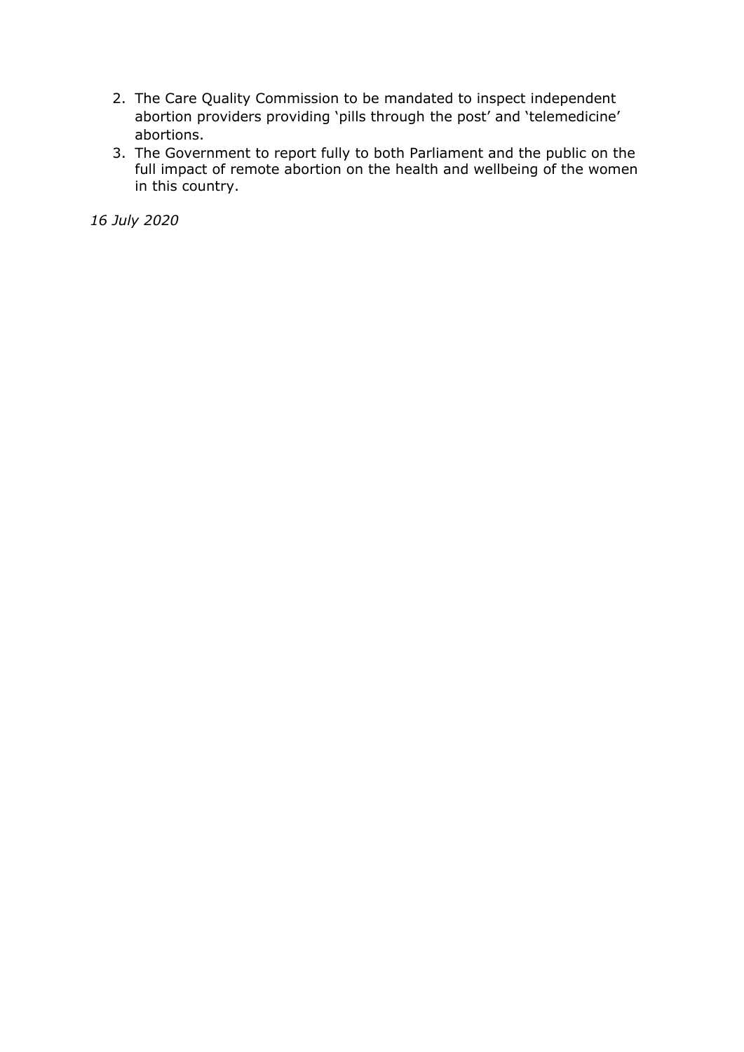2. The Care Quality Commission to be mandated to inspect independent abortion providers providing 'pills through the post' and 'telemedicine' abortions.
3. The Government to report fully to both Parliament and the public on the full impact of remote abortion on the health and wellbeing of the women in this country.

*16 July 2020*